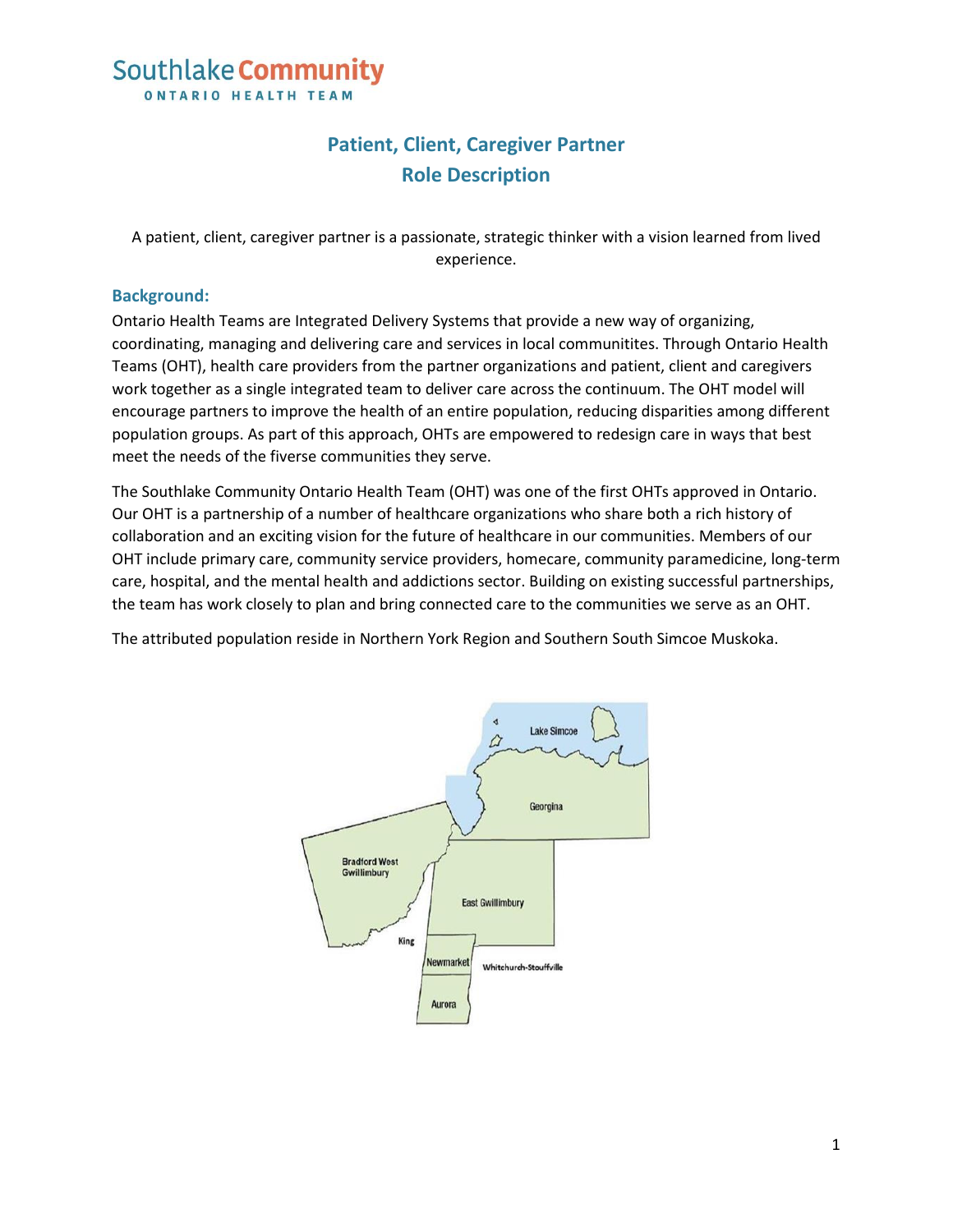# Southlake Community ONTARIO HEALTH TEAM

## Patient, Client, Caregiver Partner
## Role Description

A patient, client, caregiver partner is a passionate, strategic thinker with a vision learned from lived experience.

### Background:

Ontario Health Teams are Integrated Delivery Systems that provide a new way of organizing, coordinating, managing and delivering care and services in local communitites. Through Ontario Health Teams (OHT), health care providers from the partner organizations and patient, client and caregivers work together as a single integrated team to deliver care across the continuum. The OHT model will encourage partners to improve the health of an entire population, reducing disparities among different population groups. As part of this approach, OHTs are empowered to redesign care in ways that best meet the needs of the fiverse communities they serve.

The Southlake Community Ontario Health Team (OHT) was one of the first OHTs approved in Ontario. Our OHT is a partnership of a number of healthcare organizations who share both a rich history of collaboration and an exciting vision for the future of healthcare in our communities. Members of our OHT include primary care, community service providers, homecare, community paramedicine, long-term care, hospital, and the mental health and addictions sector. Building on existing successful partnerships, the team has work closely to plan and bring connected care to the communities we serve as an OHT.

The attributed population reside in Northern York Region and Southern South Simcoe Muskoka.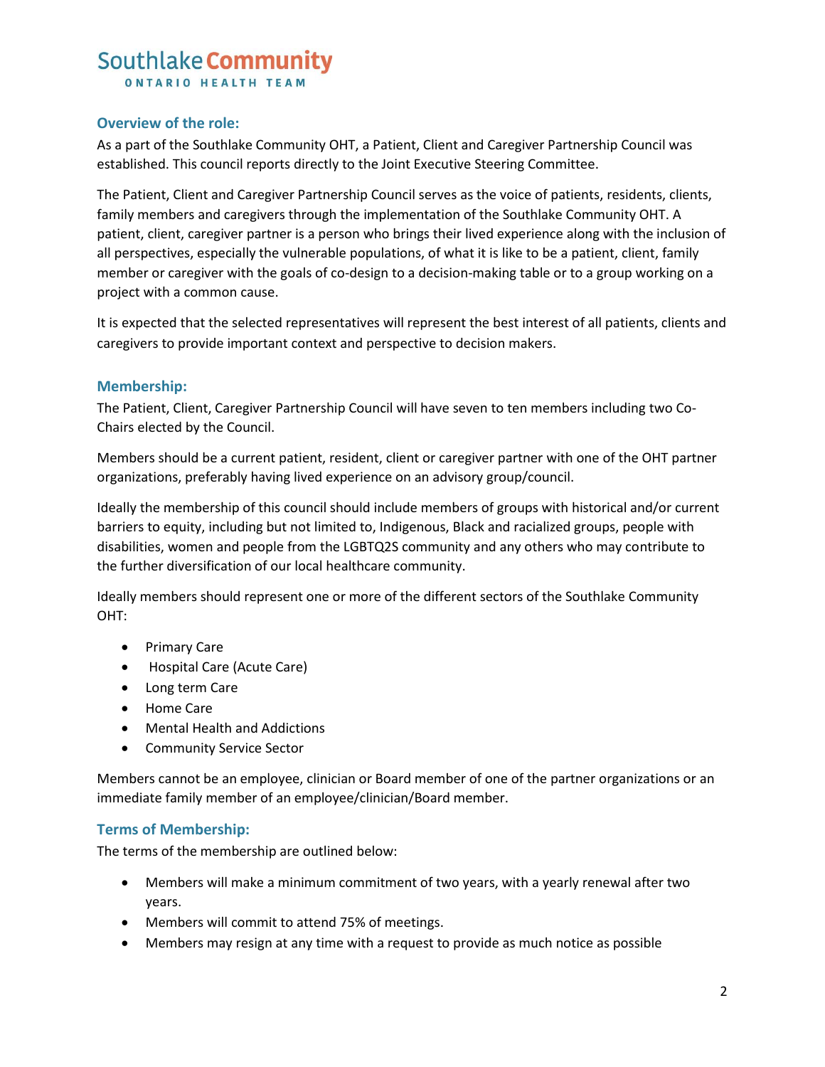## Overview of the role:

As a part of the Southlake Community OHT, a Patient, Client and Caregiver Partnership Council was established. This council reports directly to the Joint Executive Steering Committee.

The Patient, Client and Caregiver Partnership Council serves as the voice of patients, residents, clients, family members and caregivers through the implementation of the Southlake Community OHT. A patient, client, caregiver partner is a person who brings their lived experience along with the inclusion of all perspectives, especially the vulnerable populations, of what it is like to be a patient, client, family member or caregiver with the goals of co-design to a decision-making table or to a group working on a project with a common cause.

It is expected that the selected representatives will represent the best interest of all patients, clients and caregivers to provide important context and perspective to decision makers.

## Membership:

The Patient, Client, Caregiver Partnership Council will have seven to ten members including two Co-Chairs elected by the Council.

Members should be a current patient, resident, client or caregiver partner with one of the OHT partner organizations, preferably having lived experience on an advisory group/council.

Ideally the membership of this council should include members of groups with historical and/or current barriers to equity, including but not limited to, Indigenous, Black and racialized groups, people with disabilities, women and people from the LGBTQ2S community and any others who may contribute to the further diversification of our local healthcare community.

Ideally members should represent one or more of the different sectors of the Southlake Community OHT:

- Primary Care
- Hospital Care (Acute Care)
- Long term Care
- Home Care
- Mental Health and Addictions
- Community Service Sector

Members cannot be an employee, clinician or Board member of one of the partner organizations or an immediate family member of an employee/clinician/Board member.

## Terms of Membership:

The terms of the membership are outlined below:

- Members will make a minimum commitment of two years, with a yearly renewal after two years.
- Members will commit to attend 75% of meetings.
- Members may resign at any time with a request to provide as much notice as possible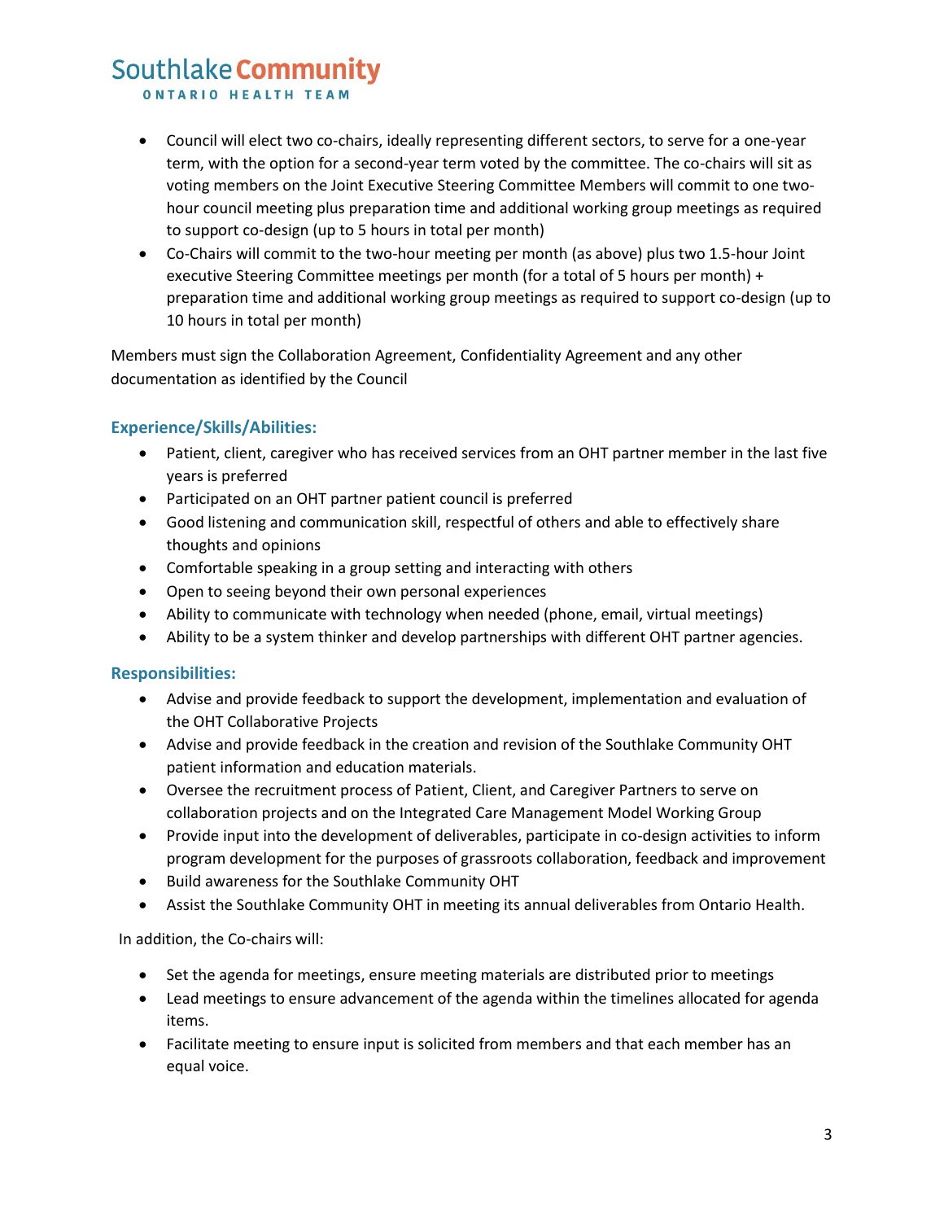- Council will elect two co-chairs, ideally representing different sectors, to serve for a one-year term, with the option for a second-year term voted by the committee. The co-chairs will sit as voting members on the Joint Executive Steering Committee Members will commit to one two-hour council meeting plus preparation time and additional working group meetings as required to support co-design (up to 5 hours in total per month)
- Co-Chairs will commit to the two-hour meeting per month (as above) plus two 1.5-hour Joint executive Steering Committee meetings per month (for a total of 5 hours per month) + preparation time and additional working group meetings as required to support co-design (up to 10 hours in total per month)

Members must sign the Collaboration Agreement, Confidentiality Agreement and any other documentation as identified by the Council

### Experience/Skills/Abilities:

- Patient, client, caregiver who has received services from an OHT partner member in the last five years is preferred
- Participated on an OHT partner patient council is preferred
- Good listening and communication skill, respectful of others and able to effectively share thoughts and opinions
- Comfortable speaking in a group setting and interacting with others
- Open to seeing beyond their own personal experiences
- Ability to communicate with technology when needed (phone, email, virtual meetings)
- Ability to be a system thinker and develop partnerships with different OHT partner agencies.

### Responsibilities:

- Advise and provide feedback to support the development, implementation and evaluation of the OHT Collaborative Projects
- Advise and provide feedback in the creation and revision of the Southlake Community OHT patient information and education materials.
- Oversee the recruitment process of Patient, Client, and Caregiver Partners to serve on collaboration projects and on the Integrated Care Management Model Working Group
- Provide input into the development of deliverables, participate in co-design activities to inform program development for the purposes of grassroots collaboration, feedback and improvement
- Build awareness for the Southlake Community OHT
- Assist the Southlake Community OHT in meeting its annual deliverables from Ontario Health.

In addition, the Co-chairs will:

- Set the agenda for meetings, ensure meeting materials are distributed prior to meetings
- Lead meetings to ensure advancement of the agenda within the timelines allocated for agenda items.
- Facilitate meeting to ensure input is solicited from members and that each member has an equal voice.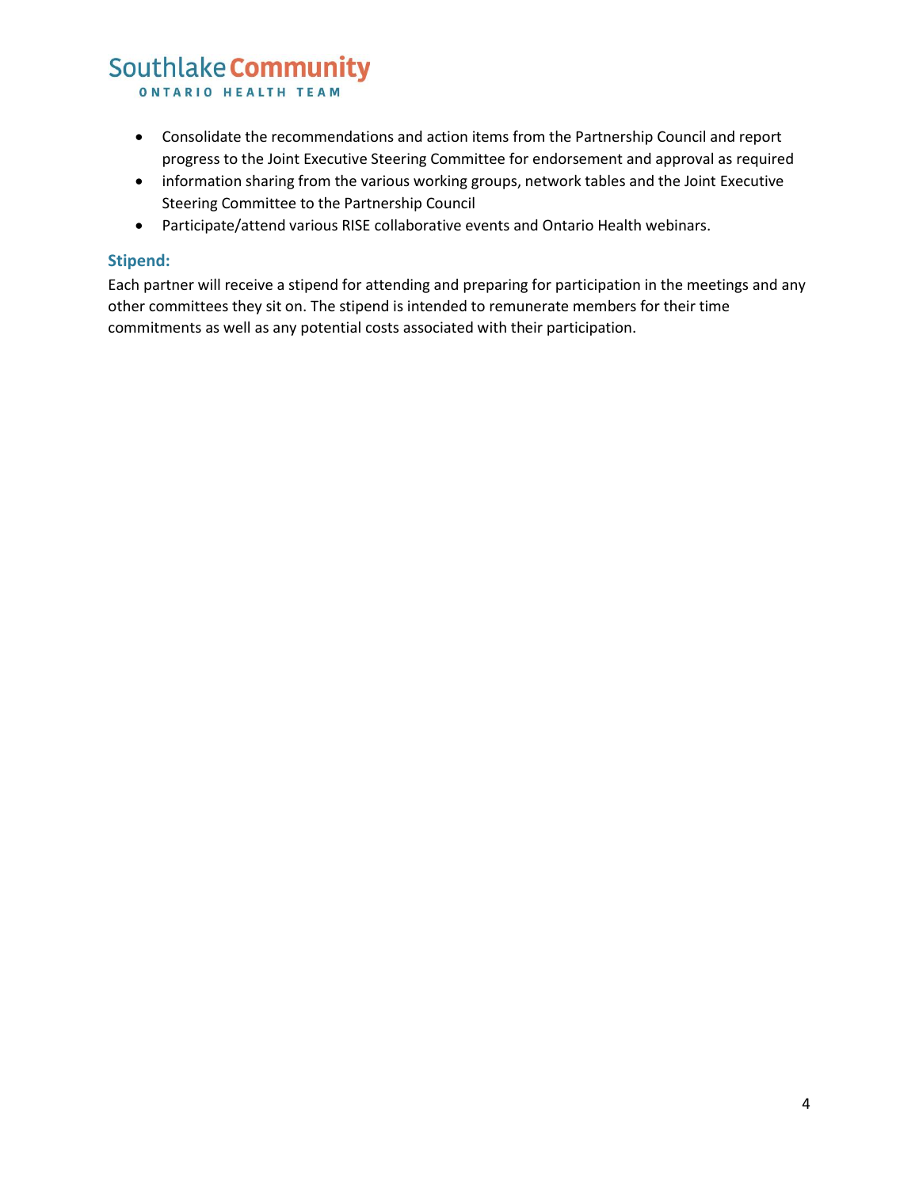- Consolidate the recommendations and action items from the Partnership Council and report progress to the Joint Executive Steering Committee for endorsement and approval as required
- information sharing from the various working groups, network tables and the Joint Executive Steering Committee to the Partnership Council
- Participate/attend various RISE collaborative events and Ontario Health webinars.

### Stipend:

Each partner will receive a stipend for attending and preparing for participation in the meetings and any other committees they sit on. The stipend is intended to remunerate members for their time commitments as well as any potential costs associated with their participation.